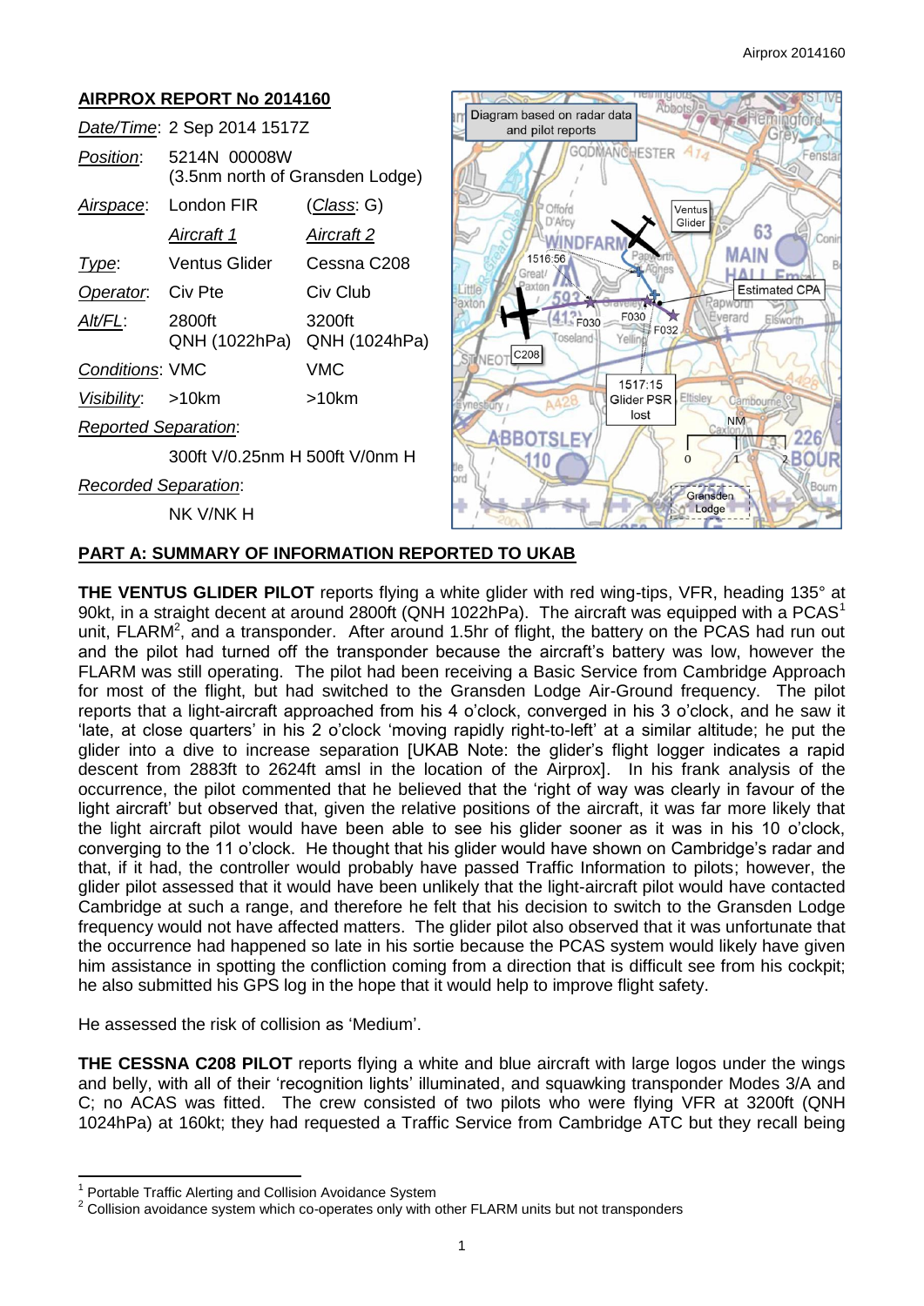## AIRPROX REPORT No 2014160

| | | |
|---|---|---|
| *Date/Time*: | 2 Sep 2014 1517Z | |
| *Position*: | 5214N 00008W (3.5nm north of Gransden Lodge) | |
| *Airspace*: | London FIR | (*Class*: G) |
| | *Aircraft 1* | *Aircraft 2* |
| *Type*: | Ventus Glider | Cessna C208 |
| *Operator*: | Civ Pte | Civ Club |
| *Alt/FL*: | 2800ft QNH (1022hPa) | 3200ft QNH (1024hPa) |
| *Conditions*: | VMC | VMC |
| *Visibility*: | >10km | >10km |
| *Reported Separation*: | | |
| | 300ft V/0.25nm H | 500ft V/0nm H |
| *Recorded Separation*: | | |
| | NK V/NK H | |

## PART A: SUMMARY OF INFORMATION REPORTED TO UKAB

**THE VENTUS GLIDER PILOT** reports flying a white glider with red wing-tips, VFR, heading 135° at 90kt, in a straight decent at around 2800ft (QNH 1022hPa). The aircraft was equipped with a PCAS[1] unit, FLARM[2], and a transponder. After around 1.5hr of flight, the battery on the PCAS had run out and the pilot had turned off the transponder because the aircraft's battery was low, however the FLARM was still operating. The pilot had been receiving a Basic Service from Cambridge Approach for most of the flight, but had switched to the Gransden Lodge Air-Ground frequency. The pilot reports that a light-aircraft approached from his 4 o'clock, converged in his 3 o'clock, and he saw it 'late, at close quarters' in his 2 o'clock 'moving rapidly right-to-left' at a similar altitude; he put the glider into a dive to increase separation [UKAB Note: the glider's flight logger indicates a rapid descent from 2883ft to 2624ft amsl in the location of the Airprox]. In his frank analysis of the occurrence, the pilot commented that he believed that the 'right of way was clearly in favour of the light aircraft' but observed that, given the relative positions of the aircraft, it was far more likely that the light aircraft pilot would have been able to see his glider sooner as it was in his 10 o'clock, converging to the 11 o'clock. He thought that his glider would have shown on Cambridge's radar and that, if it had, the controller would probably have passed Traffic Information to pilots; however, the glider pilot assessed that it would have been unlikely that the light-aircraft pilot would have contacted Cambridge at such a range, and therefore he felt that his decision to switch to the Gransden Lodge frequency would not have affected matters. The glider pilot also observed that it was unfortunate that the occurrence had happened so late in his sortie because the PCAS system would likely have given him assistance in spotting the confliction coming from a direction that is difficult see from his cockpit; he also submitted his GPS log in the hope that it would help to improve flight safety.

He assessed the risk of collision as 'Medium'.

**THE CESSNA C208 PILOT** reports flying a white and blue aircraft with large logos under the wings and belly, with all of their 'recognition lights' illuminated, and squawking transponder Modes 3/A and C; no ACAS was fitted. The crew consisted of two pilots who were flying VFR at 3200ft (QNH 1024hPa) at 160kt; they had requested a Traffic Service from Cambridge ATC but they recall being

---

[1] Portable Traffic Alerting and Collision Avoidance System

[2] Collision avoidance system which co-operates only with other FLARM units but not transponders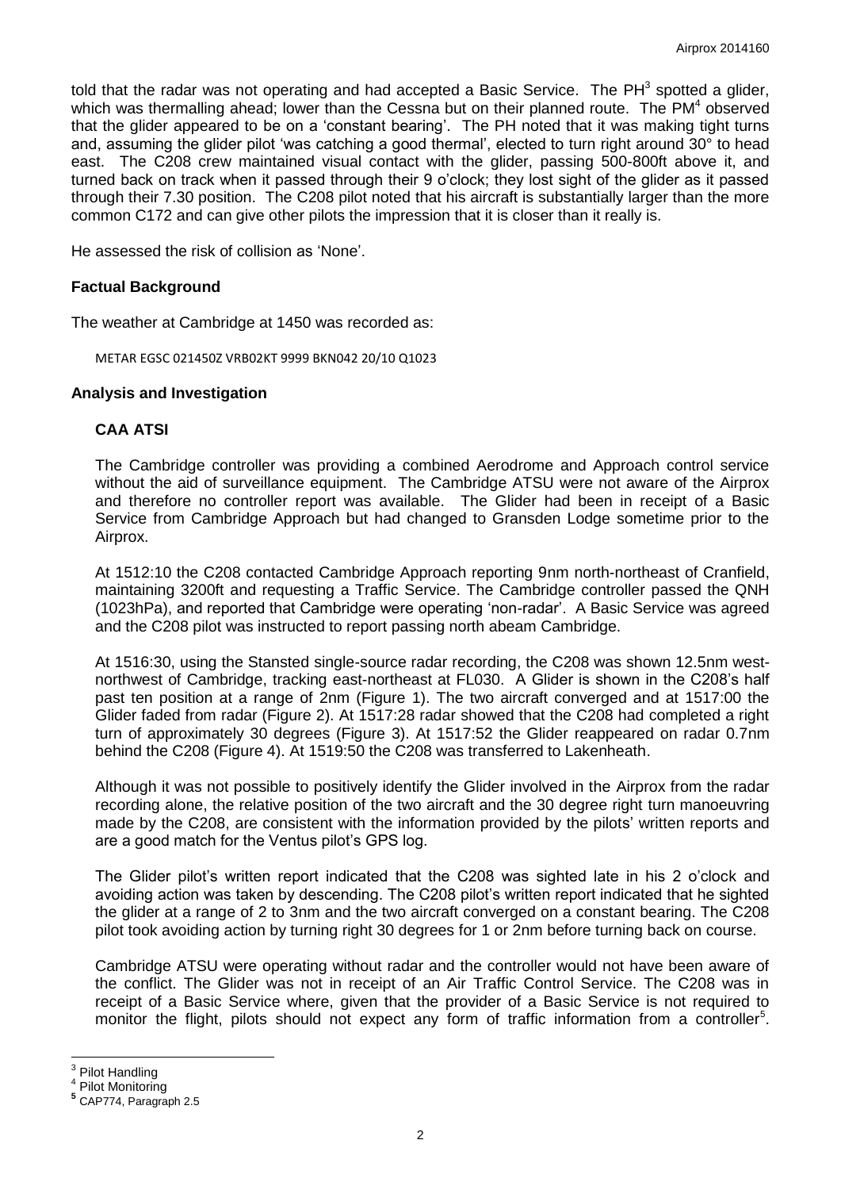told that the radar was not operating and had accepted a Basic Service. The PH[3] spotted a glider, which was thermalling ahead; lower than the Cessna but on their planned route. The PM[4] observed that the glider appeared to be on a 'constant bearing'. The PH noted that it was making tight turns and, assuming the glider pilot 'was catching a good thermal', elected to turn right around 30° to head east. The C208 crew maintained visual contact with the glider, passing 500-800ft above it, and turned back on track when it passed through their 9 o'clock; they lost sight of the glider as it passed through their 7.30 position. The C208 pilot noted that his aircraft is substantially larger than the more common C172 and can give other pilots the impression that it is closer than it really is.

He assessed the risk of collision as 'None'.

## Factual Background

The weather at Cambridge at 1450 was recorded as:

METAR EGSC 021450Z VRB02KT 9999 BKN042 20/10 Q1023

## Analysis and Investigation

### CAA ATSI

The Cambridge controller was providing a combined Aerodrome and Approach control service without the aid of surveillance equipment. The Cambridge ATSU were not aware of the Airprox and therefore no controller report was available. The Glider had been in receipt of a Basic Service from Cambridge Approach but had changed to Gransden Lodge sometime prior to the Airprox.

At 1512:10 the C208 contacted Cambridge Approach reporting 9nm north-northeast of Cranfield, maintaining 3200ft and requesting a Traffic Service. The Cambridge controller passed the QNH (1023hPa), and reported that Cambridge were operating 'non-radar'. A Basic Service was agreed and the C208 pilot was instructed to report passing north abeam Cambridge.

At 1516:30, using the Stansted single-source radar recording, the C208 was shown 12.5nm west-northwest of Cambridge, tracking east-northeast at FL030. A Glider is shown in the C208's half past ten position at a range of 2nm (Figure 1). The two aircraft converged and at 1517:00 the Glider faded from radar (Figure 2). At 1517:28 radar showed that the C208 had completed a right turn of approximately 30 degrees (Figure 3). At 1517:52 the Glider reappeared on radar 0.7nm behind the C208 (Figure 4). At 1519:50 the C208 was transferred to Lakenheath.

Although it was not possible to positively identify the Glider involved in the Airprox from the radar recording alone, the relative position of the two aircraft and the 30 degree right turn manoeuvring made by the C208, are consistent with the information provided by the pilots' written reports and are a good match for the Ventus pilot's GPS log.

The Glider pilot's written report indicated that the C208 was sighted late in his 2 o'clock and avoiding action was taken by descending. The C208 pilot's written report indicated that he sighted the glider at a range of 2 to 3nm and the two aircraft converged on a constant bearing. The C208 pilot took avoiding action by turning right 30 degrees for 1 or 2nm before turning back on course.

Cambridge ATSU were operating without radar and the controller would not have been aware of the conflict. The Glider was not in receipt of an Air Traffic Control Service. The C208 was in receipt of a Basic Service where, given that the provider of a Basic Service is not required to monitor the flight, pilots should not expect any form of traffic information from a controller[5].

---

[3] Pilot Handling

[4] Pilot Monitoring

[5] CAP774, Paragraph 2.5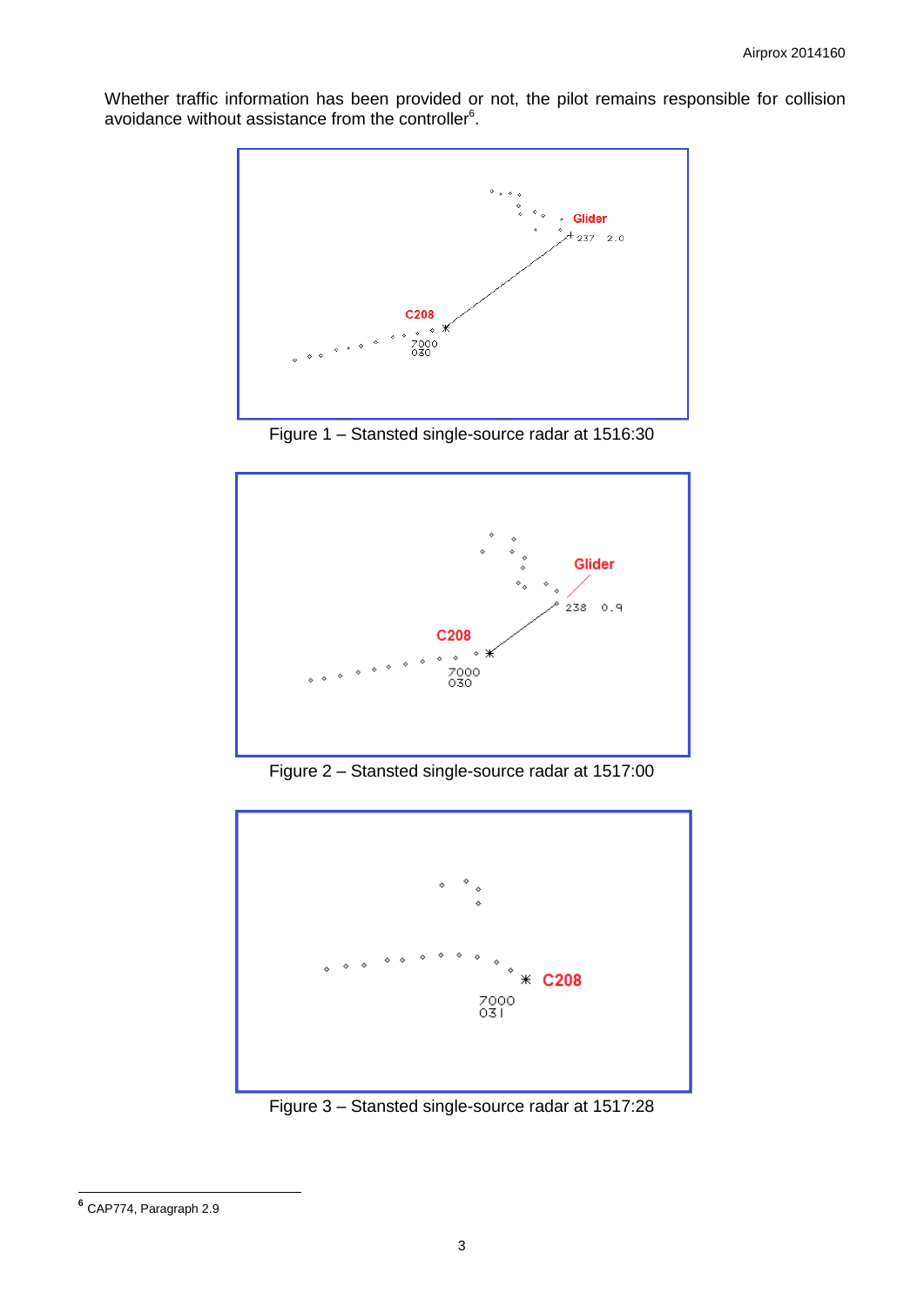Whether traffic information has been provided or not, the pilot remains responsible for collision avoidance without assistance from the controller[6].

Figure 1 – Stansted single-source radar at 1516:30

Figure 2 – Stansted single-source radar at 1517:00

Figure 3 – Stansted single-source radar at 1517:28

[6] CAP774, Paragraph 2.9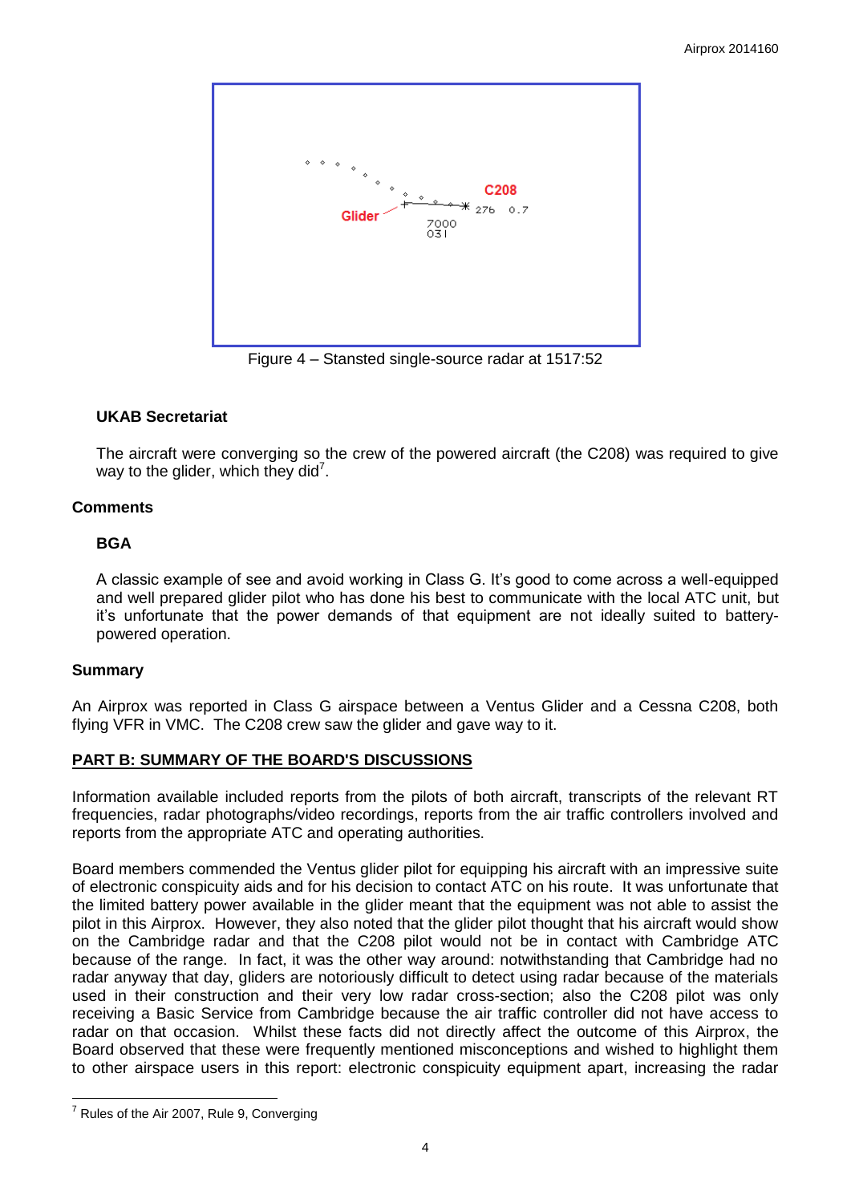Figure 4 – Stansted single-source radar at 1517:52

### UKAB Secretariat

The aircraft were converging so the crew of the powered aircraft (the C208) was required to give way to the glider, which they did[7].

### Comments

#### BGA

A classic example of see and avoid working in Class G. It's good to come across a well-equipped and well prepared glider pilot who has done his best to communicate with the local ATC unit, but it's unfortunate that the power demands of that equipment are not ideally suited to battery-powered operation.

### Summary

An Airprox was reported in Class G airspace between a Ventus Glider and a Cessna C208, both flying VFR in VMC. The C208 crew saw the glider and gave way to it.

## PART B: SUMMARY OF THE BOARD'S DISCUSSIONS

Information available included reports from the pilots of both aircraft, transcripts of the relevant RT frequencies, radar photographs/video recordings, reports from the air traffic controllers involved and reports from the appropriate ATC and operating authorities.

Board members commended the Ventus glider pilot for equipping his aircraft with an impressive suite of electronic conspicuity aids and for his decision to contact ATC on his route. It was unfortunate that the limited battery power available in the glider meant that the equipment was not able to assist the pilot in this Airprox. However, they also noted that the glider pilot thought that his aircraft would show on the Cambridge radar and that the C208 pilot would not be in contact with Cambridge ATC because of the range. In fact, it was the other way around: notwithstanding that Cambridge had no radar anyway that day, gliders are notoriously difficult to detect using radar because of the materials used in their construction and their very low radar cross-section; also the C208 pilot was only receiving a Basic Service from Cambridge because the air traffic controller did not have access to radar on that occasion. Whilst these facts did not directly affect the outcome of this Airprox, the Board observed that these were frequently mentioned misconceptions and wished to highlight them to other airspace users in this report: electronic conspicuity equipment apart, increasing the radar

[7] Rules of the Air 2007, Rule 9, Converging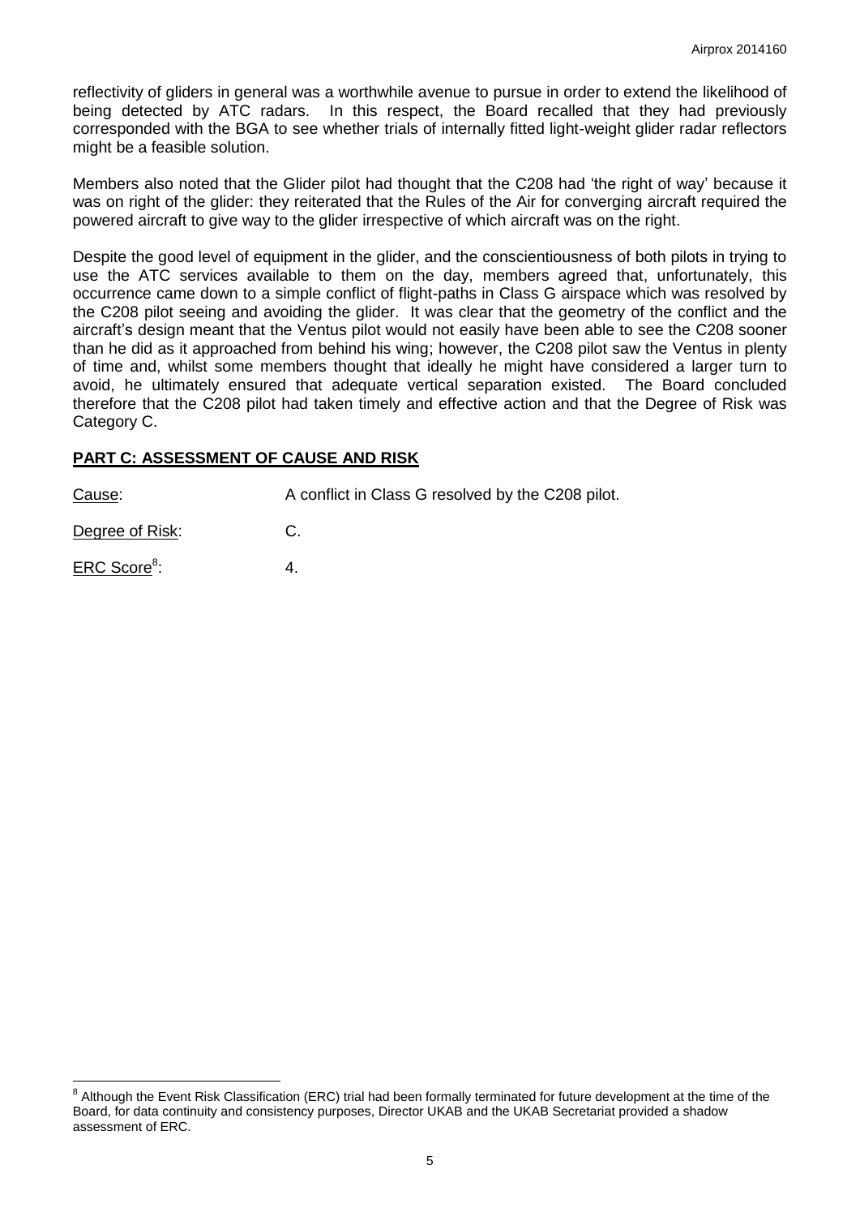reflectivity of gliders in general was a worthwhile avenue to pursue in order to extend the likelihood of being detected by ATC radars. In this respect, the Board recalled that they had previously corresponded with the BGA to see whether trials of internally fitted light-weight glider radar reflectors might be a feasible solution.

Members also noted that the Glider pilot had thought that the C208 had 'the right of way' because it was on right of the glider: they reiterated that the Rules of the Air for converging aircraft required the powered aircraft to give way to the glider irrespective of which aircraft was on the right.

Despite the good level of equipment in the glider, and the conscientiousness of both pilots in trying to use the ATC services available to them on the day, members agreed that, unfortunately, this occurrence came down to a simple conflict of flight-paths in Class G airspace which was resolved by the C208 pilot seeing and avoiding the glider. It was clear that the geometry of the conflict and the aircraft's design meant that the Ventus pilot would not easily have been able to see the C208 sooner than he did as it approached from behind his wing; however, the C208 pilot saw the Ventus in plenty of time and, whilst some members thought that ideally he might have considered a larger turn to avoid, he ultimately ensured that adequate vertical separation existed. The Board concluded therefore that the C208 pilot had taken timely and effective action and that the Degree of Risk was Category C.

## PART C: ASSESSMENT OF CAUSE AND RISK

Cause: A conflict in Class G resolved by the C208 pilot.

Degree of Risk: C.

ERC Score[8]: 4.

[8] Although the Event Risk Classification (ERC) trial had been formally terminated for future development at the time of the Board, for data continuity and consistency purposes, Director UKAB and the UKAB Secretariat provided a shadow assessment of ERC.